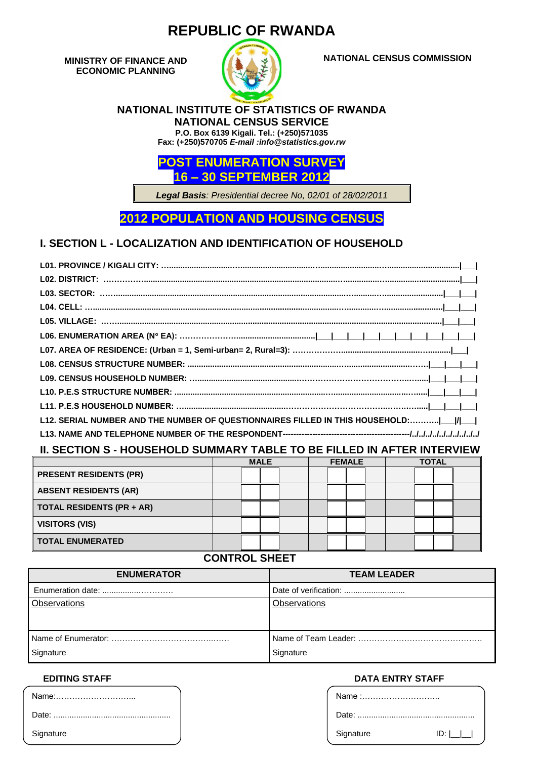# REPUBLIC OF RWANDA

**MINISTRY OF FINANCE AND ECONOMIC PLANNING**

**NATIONAL CENSUS COMMISSION**

## NATIONAL INSTITUTE OF STATISTICS OF RWANDA
## NATIONAL CENSUS SERVICE

**P.O. Box 6139 Kigali. Tel.: (+250)571035**
**Fax: (+250)570705 *E-mail :info@statistics.gov.rw***

## POST ENUMERATION SURVEY
## 16 – 30 SEPTEMBER 2012

***Legal Basis**: Presidential decree No, 02/01 of 28/02/2011*

## 2012 POPULATION AND HOUSING CENSUS

## I. SECTION L - LOCALIZATION AND IDENTIFICATION OF HOUSEHOLD

**L01. PROVINCE / KIGALI CITY:** ......................................................................|___|

**L02. DISTRICT:** ......................................................................|___|

**L03. SECTOR:** ......................................................................|___|___|

**L04. CELL:** ......................................................................|___|___|

**L05. VILLAGE:** ......................................................................|___|___|

**L06. ENUMERATION AREA (N° EA):** ......................................|___|___|___|___|___|___|___|___|___|___|___|

**L07. AREA OF RESIDENCE: (Urban = 1, Semi-urban= 2, Rural=3):** ......................................|___|

**L08. CENSUS STRUCTURE NUMBER:** ......................................................................|___|___|___|

**L09. CENSUS HOUSEHOLD NUMBER:** ......................................................................|___|___|___|

**L10. P.E.S STRUCTURE NUMBER:** ......................................................................|___|___|___|

**L11. P.E.S HOUSEHOLD NUMBER:** ......................................................................|___|___|___|

**L12. SERIAL NUMBER AND THE NUMBER OF QUESTIONNAIRES FILLED IN THIS HOUSEHOLD:**...........|___|/|___|

**L13. NAME AND TELEPHONE NUMBER OF THE RESPONDENT**------------------------------------------/../../../../../../../../../

## II. SECTION S - HOUSEHOLD SUMMARY TABLE TO BE FILLED IN AFTER INTERVIEW

| | MALE | FEMALE | TOTAL |
|---|---|---|---|
| **PRESENT RESIDENTS (PR)** | | | |
| **ABSENT RESIDENTS (AR)** | | | |
| **TOTAL RESIDENTS (PR + AR)** | | | |
| **VISITORS (VIS)** | | | |
| **TOTAL ENUMERATED** | | | |

### CONTROL SHEET

| ENUMERATOR | TEAM LEADER |
|---|---|
| Enumeration date: ................................ | Date of verification: ........................... |
| Observations | Observations |
| Name of Enumerator: ........................................<br>Signature | Name of Team Leader: ........................................<br>Signature |

**EDITING STAFF**

Name:..............................

Date: ...................................................

Signature

**DATA ENTRY STAFF**

Name :..............................

Date: ...................................................

Signature ID: |__|__|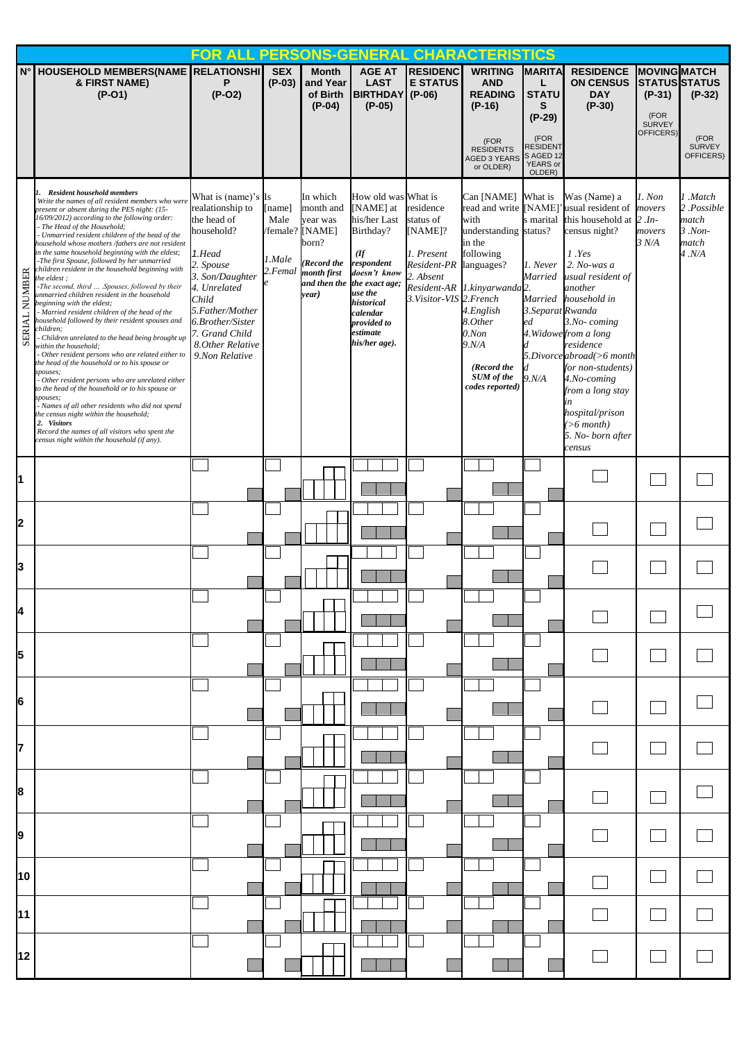## FOR ALL PERSONS-GENERAL CHARACTERISTICS

| N° | HOUSEHOLD MEMBERS(NAME & FIRST NAME) (P-O1) | RELATIONSHIP (P-O2) | SEX (P-03) | Month and Year of Birth (P-04) | AGE AT LAST BIRTHDAY (P-05) | RESIDENCE STATUS (P-06) | WRITING AND READING (P-16) (FOR RESIDENTS AGED 3 YEARS or OLDER) | MARITAL STATUS (P-29) (FOR RESIDENTS AGED 12 YEARS or OLDER) | RESIDENCE ON CENSUS DAY (P-30) | MOVING STATUS (P-31) (FOR SURVEY OFFICERS) | MATCH STATUS (P-32) (FOR SURVEY OFFICERS) |
|---|---|---|---|---|---|---|---|---|---|---|---|
| SERIAL NUMBER | *1. Resident household members* Write the names of all resident members who were present or absent during the PES night: (15-16/09/2012) according to the following order: - The Head of the Household; - Unmarried resident children of the head of the household whose mothers /fathers are not resident in the same household beginning with the eldest; -The first Spouse, followed by her unmarried children resident in the household beginning with the eldest ; -The second, third … .Spouses, followed by their unmarried children resident in the household beginning with the eldest; - Married resident children of the head of the household followed by their resident spouses and children; - Children unrelated to the head being brought up within the household; - Other resident persons who are related either to the head of the household or to his spouse or spouses; - Other resident persons who are unrelated either to the head of the household or to his spouse or spouses; - Names of all other residents who did not spend the census night within the household; *2. Visitors* Record the names of all visitors who spent the census night within the household (if any). | What is (name)'s realationship to the head of household? *1.Head 2. Spouse 3. Son/Daughter 4. Unrelated Child 5.Father/Mother 6.Brother/Sister 7. Grand Child 8.Other Relative 9.Non Relative* | Is [name] Male /female? *1.Male 2.Female* | In which month and year was [NAME] born? *(Record the month first and then the year)* | How old was [NAME] at his/her Last Birthday? *(If respondent doesn't know the exact age; use the historical calendar provided to estimate his/her age).* | What is residence status of [NAME]? *1. Present Resident-PR 2. Absent Resident-AR 3.Visitor-VIS* | Can [NAME] read and write with understanding in the following languages? *1.kinyarwanda 2.French 4.English 8.Other 0.Non 9.N/A (Record the SUM of the codes reported)* | What is [NAME]'s marital status? *1. Never Married 2. Married 3.Separated 4.Widowed 5.Divorced 9.N/A* | Was (Name) a usual resident of this household at census night? *1 .Yes 2. No-was a usual resident of another household in Rwanda 3.No- coming from abroad(>6 month for non-students) 4.No-coming from a long stay in hospital/prison (>6 month) 5. No- born after census* | *1. Non movers 2 .In-movers 3 N/A* | *1 .Match 2 .Possible match 3 .Non-match 4 .N/A* |
| 1 | | | | | | | | | | | |
| 2 | | | | | | | | | | | |
| 3 | | | | | | | | | | | |
| 4 | | | | | | | | | | | |
| 5 | | | | | | | | | | | |
| 6 | | | | | | | | | | | |
| 7 | | | | | | | | | | | |
| 8 | | | | | | | | | | | |
| 9 | | | | | | | | | | | |
| 10 | | | | | | | | | | | |
| 11 | | | | | | | | | | | |
| 12 | | | | | | | | | | | |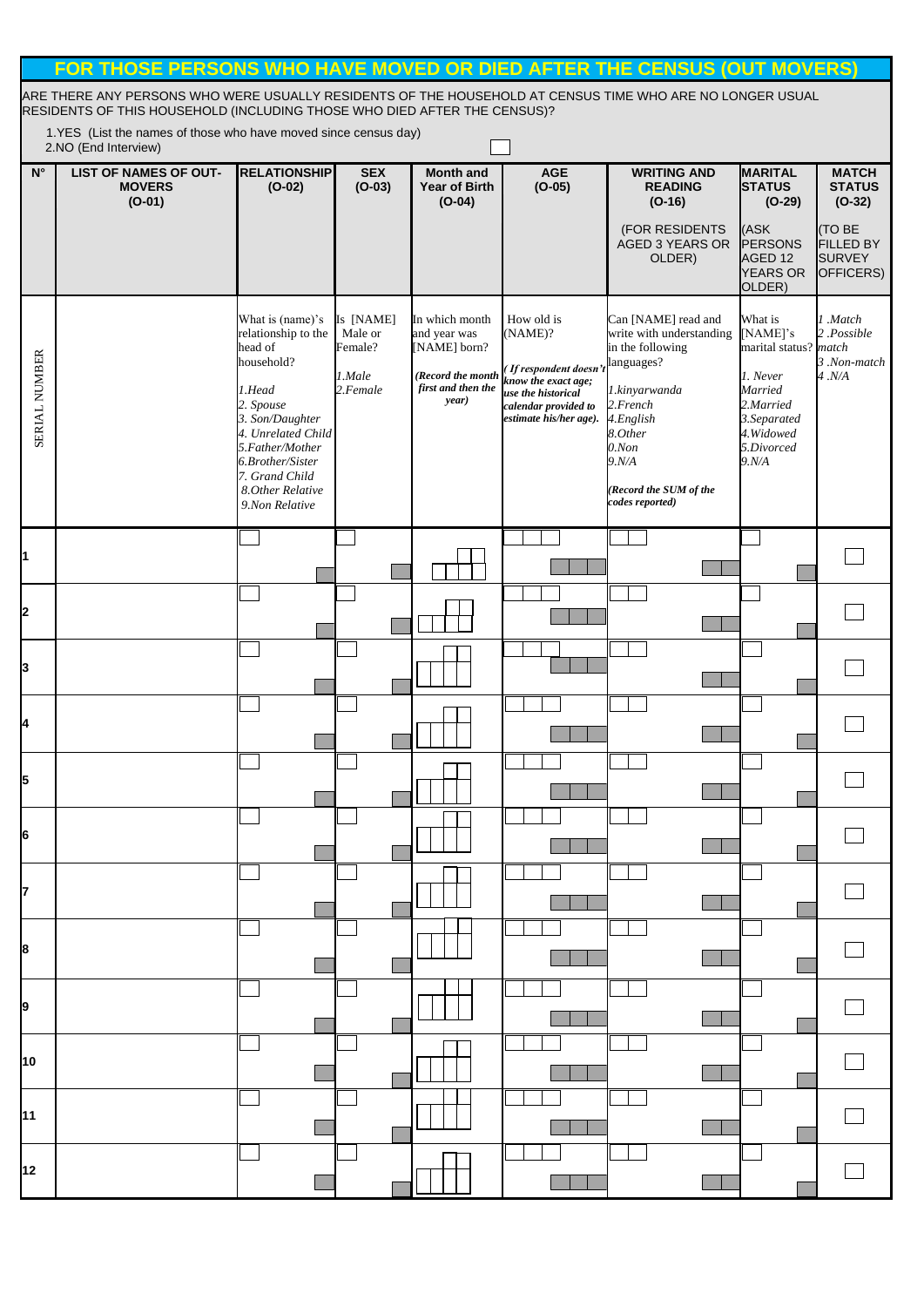# FOR THOSE PERSONS WHO HAVE MOVED OR DIED AFTER THE CENSUS (OUT MOVERS)

ARE THERE ANY PERSONS WHO WERE USUALLY RESIDENTS OF THE HOUSEHOLD AT CENSUS TIME WHO ARE NO LONGER USUAL RESIDENTS OF THIS HOUSEHOLD (INCLUDING THOSE WHO DIED AFTER THE CENSUS)?

1.YES (List the names of those who have moved since census day)
2.NO (End Interview)

| N° | LIST OF NAMES OF OUT-MOVERS (O-01) | RELATIONSHIP (O-02) | SEX (O-03) | Month and Year of Birth (O-04) | AGE (O-05) | WRITING AND READING (O-16) (FOR RESIDENTS AGED 3 YEARS OR OLDER) | MARITAL STATUS (O-29) (ASK PERSONS AGED 12 YEARS OR OLDER) | MATCH STATUS (O-32) (TO BE FILLED BY SURVEY OFFICERS) |
|---|---|---|---|---|---|---|---|---|
| SERIAL NUMBER | | What is (name)'s relationship to the head of household? *1.Head 2. Spouse 3. Son/Daughter 4. Unrelated Child 5.Father/Mother 6.Brother/Sister 7. Grand Child 8.Other Relative 9.Non Relative* | Is [NAME] Male or Female? *1.Male 2.Female* | In which month and year was [NAME] born? *(Record the month first and then the year)* | How old is (NAME)? *( If respondent doesn't know the exact age; use the historical calendar provided to estimate his/her age).* | Can [NAME] read and write with understanding in the following languages? *1.kinyarwanda 2.French 4.English 8.Other 0.Non 9.N/A (Record the SUM of the codes reported)* | What is [NAME]'s marital status? *1. Never Married 2.Married 3.Separated 4.Widowed 5.Divorced 9.N/A* | *1 .Match 2 .Possible match 3 .Non-match 4 .N/A* |
| 1 | | | | | | | | |
| 2 | | | | | | | | |
| 3 | | | | | | | | |
| 4 | | | | | | | | |
| 5 | | | | | | | | |
| 6 | | | | | | | | |
| 7 | | | | | | | | |
| 8 | | | | | | | | |
| 9 | | | | | | | | |
| 10 | | | | | | | | |
| 11 | | | | | | | | |
| 12 | | | | | | | | |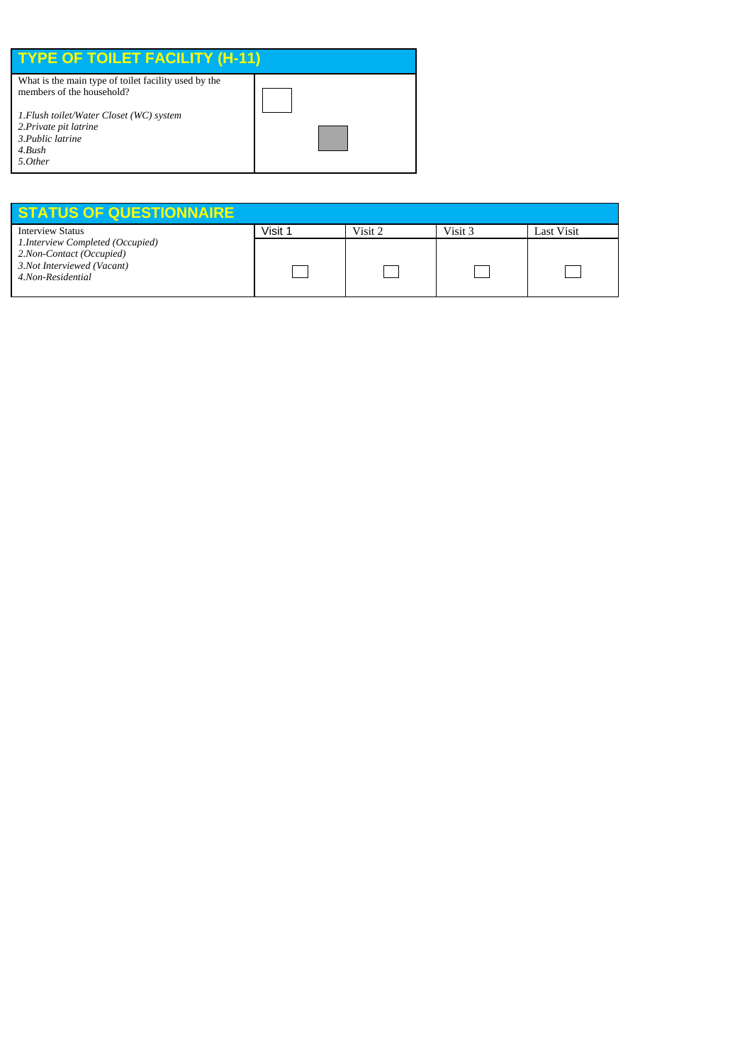## TYPE OF TOILET FACILITY (H-11)

| What is the main type of toilet facility used by the members of the household? | |
|---|---|
| *1.Flush toilet/Water Closet (WC) system*<br>*2.Private pit latrine*<br>*3.Public latrine*<br>*4.Bush*<br>*5.Other* | |

## STATUS OF QUESTIONNAIRE

| Interview Status | Visit 1 | Visit 2 | Visit 3 | Last Visit |
|---|---|---|---|---|
| *1.Interview Completed (Occupied)*<br>*2.Non-Contact (Occupied)*<br>*3.Not Interviewed (Vacant)*<br>*4.Non-Residential* | | | | |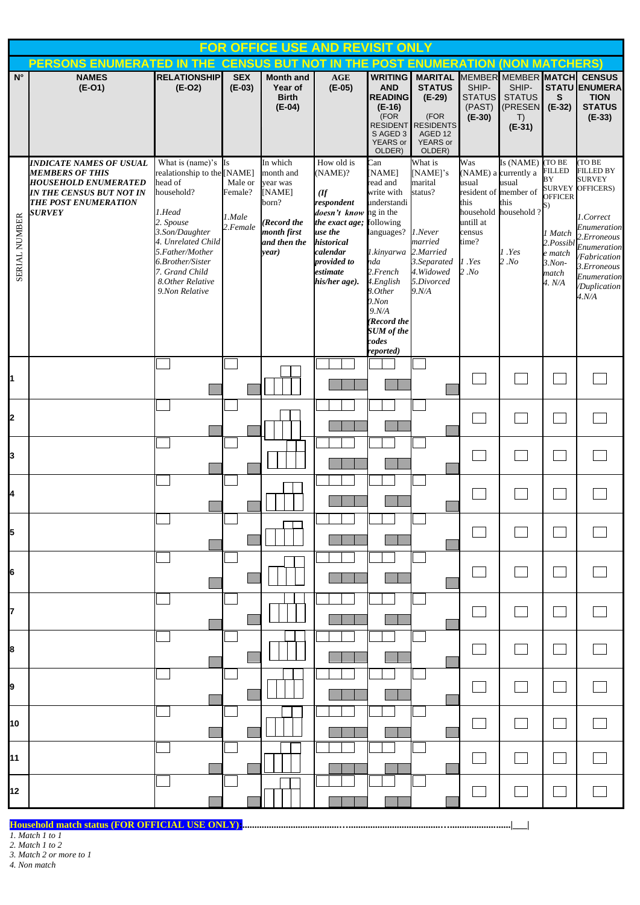# FOR OFFICE USE AND REVISIT ONLY

## PERSONS ENUMERATED IN THE CENSUS BUT NOT IN THE POST ENUMERATION (NON MATCHERS)

| N° | NAMES (E-O1) | RELATIONSHIP (E-O2) | SEX (E-03) | Month and Year of Birth (E-04) | AGE (E-05) | WRITING AND READING (E-16) (FOR RESIDENTS AGED 3 YEARS or OLDER) | MARITAL STATUS (E-29) (FOR RESIDENTS AGED 12 YEARS or OLDER) | MEMBERSHIP STATUS (PAST) (E-30) | MEMBERSHIP STATUS (PRESENT) (E-31) | MATCH STATUS (E-32) | CENSUS ENUMERATION STATUS (E-33) |
|---|---|---|---|---|---|---|---|---|---|---|---|
| SERIAL NUMBER | *INDICATE NAMES OF USUAL MEMBERS OF THIS HOUSEHOLD ENUMERATED IN THE CENSUS BUT NOT IN THE POST ENUMERATION SURVEY* | What is (name)'s realationship to the head of household? *1.Head 2. Spouse 3.Son/Daughter 4. Unrelated Child 5.Father/Mother 6.Brother/Sister 7. Grand Child 8.Other Relative 9.Non Relative* | Is [NAME] Male or Female? *1.Male 2.Female* | In which month and year was [NAME] born? ***(Record the month first and then the year)*** | How old is (NAME)? ***(If respondent doesn't know the exact age; use the historical calendar provided to estimate his/her age).*** | Can [NAME] read and write with understanding in the following languages? *1.kinyarwanda 2.French 4.English 8.Other 0.Non 9.N/A* ***(Record the SUM of the codes reported)*** | What is [NAME]'s marital status? *1.Never married 2.Married 3.Separated 4.Widowed 5.Divorced 9.N/A* | Was (NAME) a usual resident of this household untill at census time? *1 .Yes 2 .No* | Is (NAME) currently a usual member of this household ? *1 .Yes 2 .No* | (TO BE FILLED BY SURVEY OFFICERS) *1 Match 2.Possible match 3.Non-match 4. N/A* | (TO BE FILLED BY SURVEY OFFICERS) *1.Correct Enumeration 2.Erroneous Enumeration /Fabrication 3.Erroneous Enumeration /Duplication 4.N/A* |
| 1 | | | | | | | | | | | |
| 2 | | | | | | | | | | | |
| 3 | | | | | | | | | | | |
| 4 | | | | | | | | | | | |
| 5 | | | | | | | | | | | |
| 6 | | | | | | | | | | | |
| 7 | | | | | | | | | | | |
| 8 | | | | | | | | | | | |
| 9 | | | | | | | | | | | |
| 10 | | | | | | | | | | | |
| 11 | | | | | | | | | | | |
| 12 | | | | | | | | | | | |

**Household match status (FOR OFFICIAL USE ONLY)** ........................................................................................................|___|

*1. Match 1 to 1*
*2. Match 1 to 2*
*3. Match 2 or more to 1*
*4. Non match*